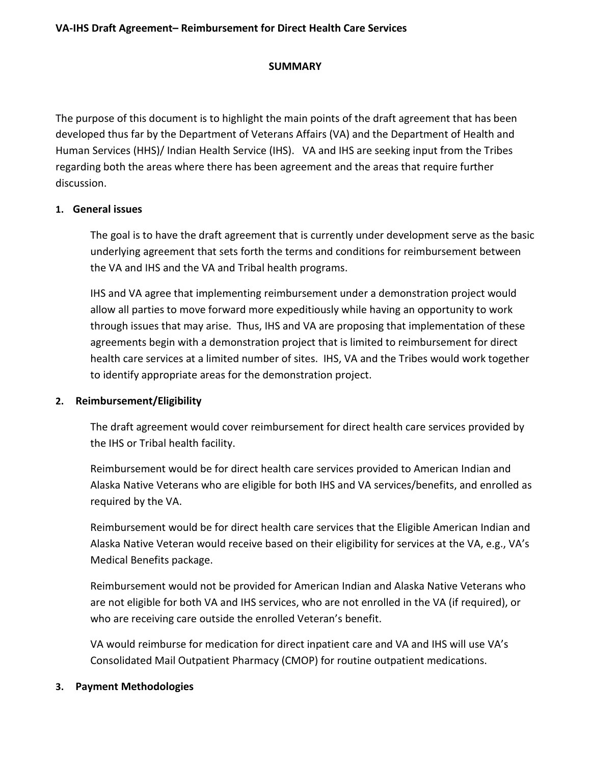**VA-IHS Draft Agreement– Reimbursement for Direct Health Care Services**

## SUMMARY

The purpose of this document is to highlight the main points of the draft agreement that has been developed thus far by the Department of Veterans Affairs (VA) and the Department of Health and Human Services (HHS)/ Indian Health Service (IHS). VA and IHS are seeking input from the Tribes regarding both the areas where there has been agreement and the areas that require further discussion.

### 1. General issues

The goal is to have the draft agreement that is currently under development serve as the basic underlying agreement that sets forth the terms and conditions for reimbursement between the VA and IHS and the VA and Tribal health programs.

IHS and VA agree that implementing reimbursement under a demonstration project would allow all parties to move forward more expeditiously while having an opportunity to work through issues that may arise. Thus, IHS and VA are proposing that implementation of these agreements begin with a demonstration project that is limited to reimbursement for direct health care services at a limited number of sites. IHS, VA and the Tribes would work together to identify appropriate areas for the demonstration project.

### 2. Reimbursement/Eligibility

The draft agreement would cover reimbursement for direct health care services provided by the IHS or Tribal health facility.

Reimbursement would be for direct health care services provided to American Indian and Alaska Native Veterans who are eligible for both IHS and VA services/benefits, and enrolled as required by the VA.

Reimbursement would be for direct health care services that the Eligible American Indian and Alaska Native Veteran would receive based on their eligibility for services at the VA, e.g., VA's Medical Benefits package.

Reimbursement would not be provided for American Indian and Alaska Native Veterans who are not eligible for both VA and IHS services, who are not enrolled in the VA (if required), or who are receiving care outside the enrolled Veteran's benefit.

VA would reimburse for medication for direct inpatient care and VA and IHS will use VA's Consolidated Mail Outpatient Pharmacy (CMOP) for routine outpatient medications.

### 3. Payment Methodologies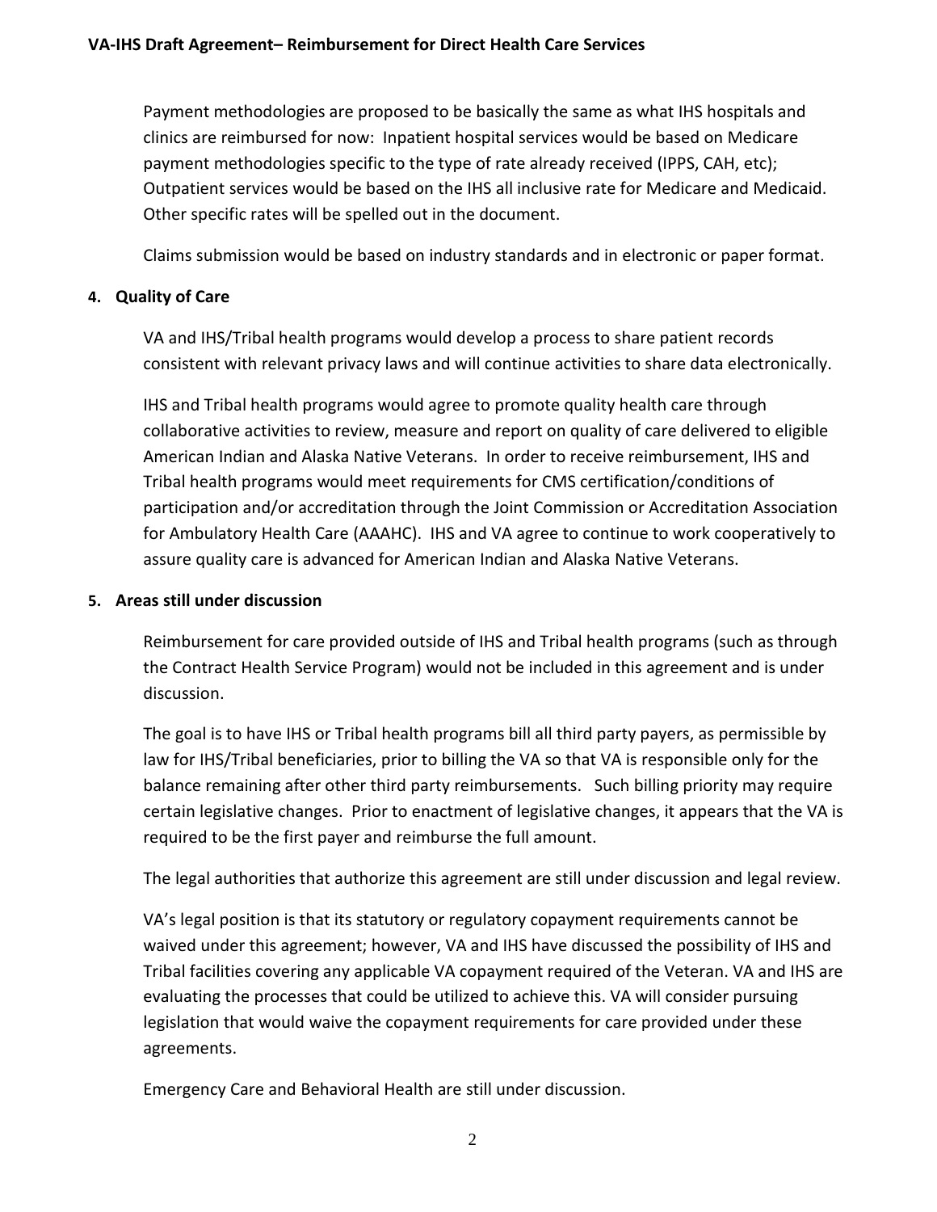Payment methodologies are proposed to be basically the same as what IHS hospitals and clinics are reimbursed for now: Inpatient hospital services would be based on Medicare payment methodologies specific to the type of rate already received (IPPS, CAH, etc); Outpatient services would be based on the IHS all inclusive rate for Medicare and Medicaid. Other specific rates will be spelled out in the document.

Claims submission would be based on industry standards and in electronic or paper format.

**4. Quality of Care**

VA and IHS/Tribal health programs would develop a process to share patient records consistent with relevant privacy laws and will continue activities to share data electronically.

IHS and Tribal health programs would agree to promote quality health care through collaborative activities to review, measure and report on quality of care delivered to eligible American Indian and Alaska Native Veterans. In order to receive reimbursement, IHS and Tribal health programs would meet requirements for CMS certification/conditions of participation and/or accreditation through the Joint Commission or Accreditation Association for Ambulatory Health Care (AAAHC). IHS and VA agree to continue to work cooperatively to assure quality care is advanced for American Indian and Alaska Native Veterans.

**5. Areas still under discussion**

Reimbursement for care provided outside of IHS and Tribal health programs (such as through the Contract Health Service Program) would not be included in this agreement and is under discussion.

The goal is to have IHS or Tribal health programs bill all third party payers, as permissible by law for IHS/Tribal beneficiaries, prior to billing the VA so that VA is responsible only for the balance remaining after other third party reimbursements. Such billing priority may require certain legislative changes. Prior to enactment of legislative changes, it appears that the VA is required to be the first payer and reimburse the full amount.

The legal authorities that authorize this agreement are still under discussion and legal review.

VA's legal position is that its statutory or regulatory copayment requirements cannot be waived under this agreement; however, VA and IHS have discussed the possibility of IHS and Tribal facilities covering any applicable VA copayment required of the Veteran. VA and IHS are evaluating the processes that could be utilized to achieve this. VA will consider pursuing legislation that would waive the copayment requirements for care provided under these agreements.

Emergency Care and Behavioral Health are still under discussion.